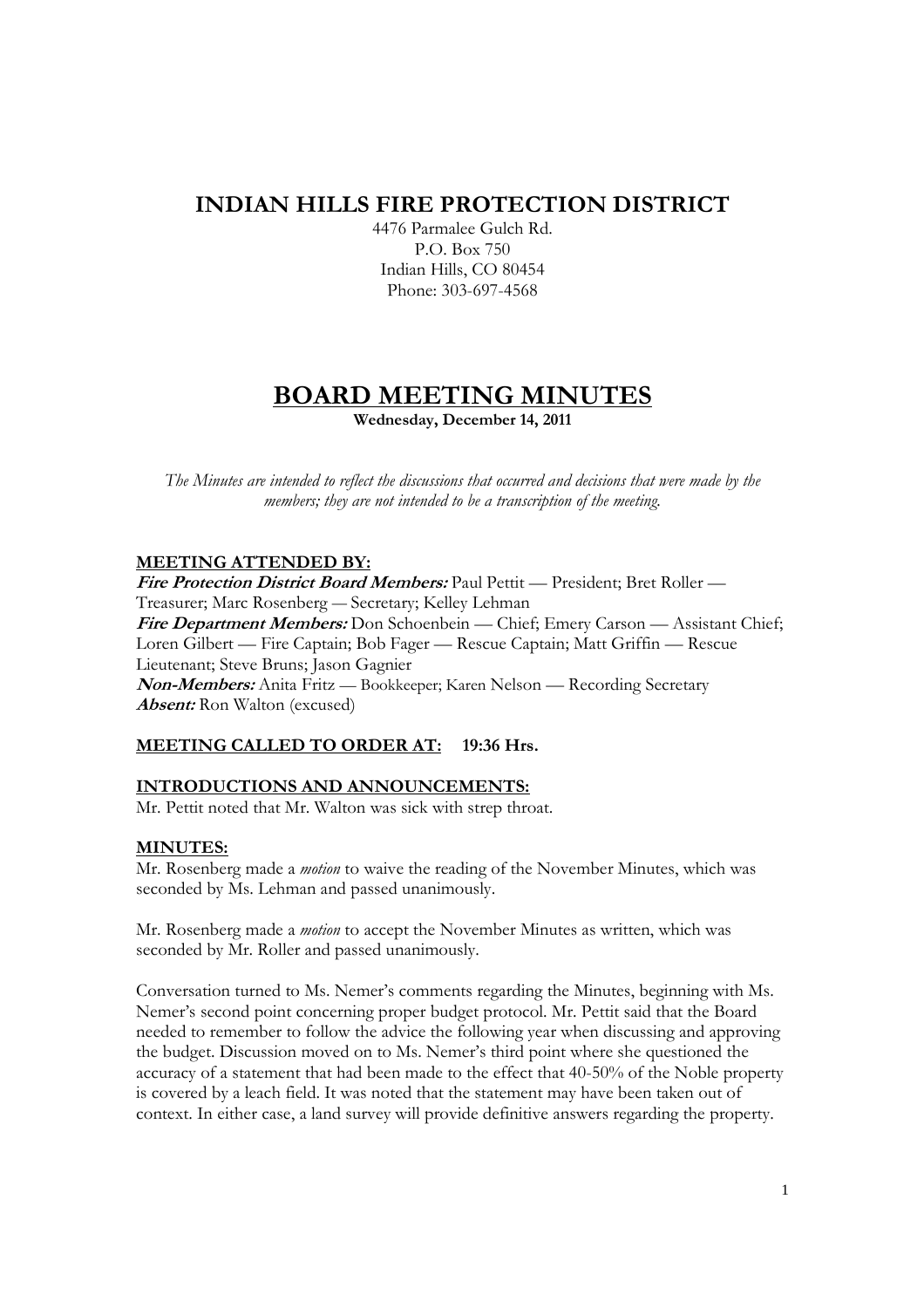# INDIAN HILLS FIRE PROTECTION DISTRICT

4476 Parmalee Gulch Rd.
P.O. Box 750
Indian Hills, CO 80454
Phone: 303-697-4568

# BOARD MEETING MINUTES

**Wednesday, December 14, 2011**

*The Minutes are intended to reflect the discussions that occurred and decisions that were made by the members; they are not intended to be a transcription of the meeting.*

## MEETING ATTENDED BY:

***Fire Protection District Board Members:*** Paul Pettit — President; Bret Roller — Treasurer; Marc Rosenberg — Secretary; Kelley Lehman
***Fire Department Members:*** Don Schoenbein — Chief; Emery Carson — Assistant Chief; Loren Gilbert — Fire Captain; Bob Fager — Rescue Captain; Matt Griffin — Rescue Lieutenant; Steve Bruns; Jason Gagnier
***Non-Members:*** Anita Fritz — Bookkeeper; Karen Nelson — Recording Secretary
***Absent:*** Ron Walton (excused)

## MEETING CALLED TO ORDER AT: 19:36 Hrs.

## INTRODUCTIONS AND ANNOUNCEMENTS:

Mr. Pettit noted that Mr. Walton was sick with strep throat.

## MINUTES:

Mr. Rosenberg made a *motion* to waive the reading of the November Minutes, which was seconded by Ms. Lehman and passed unanimously.

Mr. Rosenberg made a *motion* to accept the November Minutes as written, which was seconded by Mr. Roller and passed unanimously.

Conversation turned to Ms. Nemer's comments regarding the Minutes, beginning with Ms. Nemer's second point concerning proper budget protocol. Mr. Pettit said that the Board needed to remember to follow the advice the following year when discussing and approving the budget. Discussion moved on to Ms. Nemer's third point where she questioned the accuracy of a statement that had been made to the effect that 40-50% of the Noble property is covered by a leach field. It was noted that the statement may have been taken out of context. In either case, a land survey will provide definitive answers regarding the property.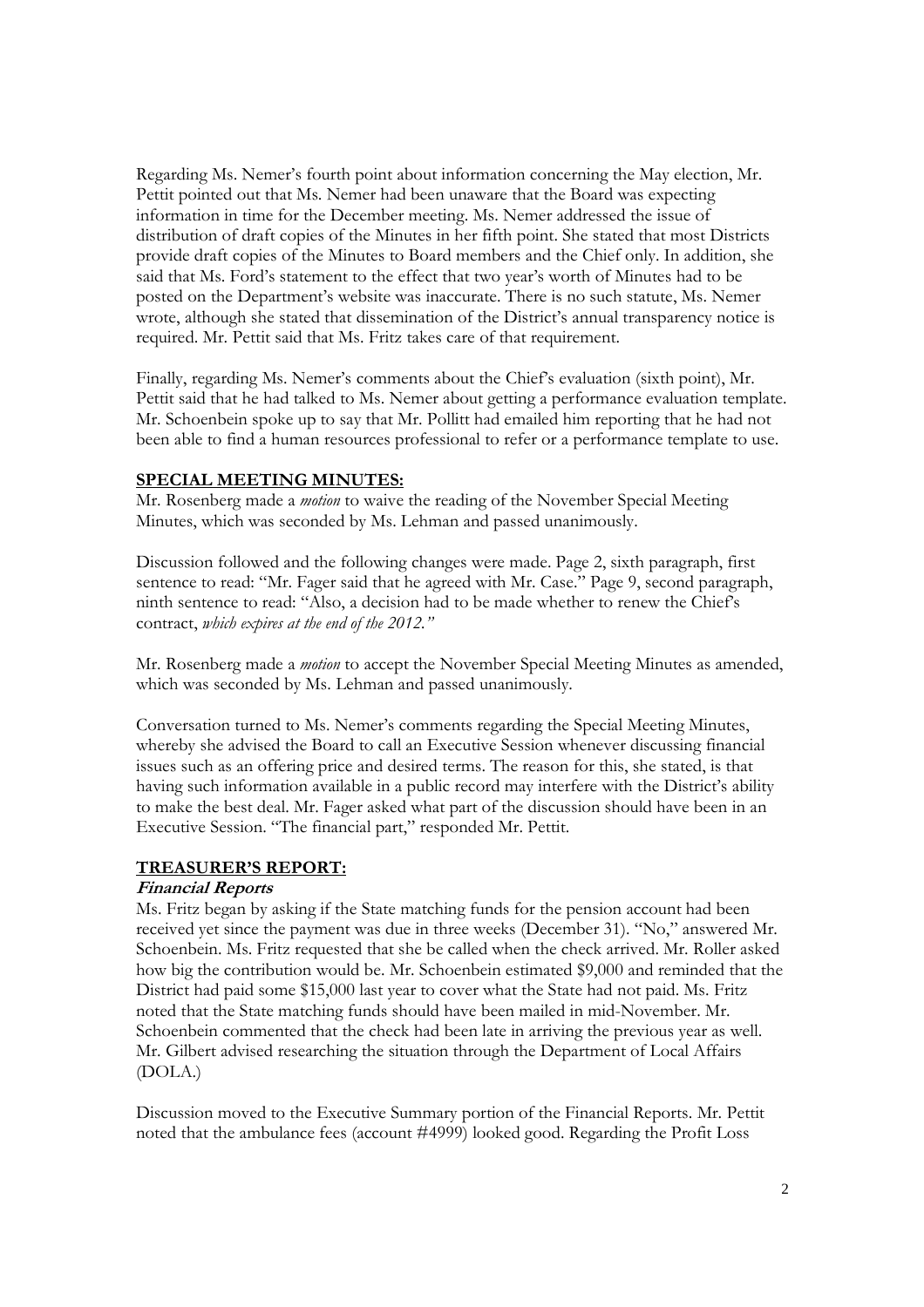Regarding Ms. Nemer's fourth point about information concerning the May election, Mr. Pettit pointed out that Ms. Nemer had been unaware that the Board was expecting information in time for the December meeting. Ms. Nemer addressed the issue of distribution of draft copies of the Minutes in her fifth point. She stated that most Districts provide draft copies of the Minutes to Board members and the Chief only. In addition, she said that Ms. Ford's statement to the effect that two year's worth of Minutes had to be posted on the Department's website was inaccurate. There is no such statute, Ms. Nemer wrote, although she stated that dissemination of the District's annual transparency notice is required. Mr. Pettit said that Ms. Fritz takes care of that requirement.

Finally, regarding Ms. Nemer's comments about the Chief's evaluation (sixth point), Mr. Pettit said that he had talked to Ms. Nemer about getting a performance evaluation template. Mr. Schoenbein spoke up to say that Mr. Pollitt had emailed him reporting that he had not been able to find a human resources professional to refer or a performance template to use.

**SPECIAL MEETING MINUTES:**

Mr. Rosenberg made a *motion* to waive the reading of the November Special Meeting Minutes, which was seconded by Ms. Lehman and passed unanimously.

Discussion followed and the following changes were made. Page 2, sixth paragraph, first sentence to read: "Mr. Fager said that he agreed with Mr. Case." Page 9, second paragraph, ninth sentence to read: "Also, a decision had to be made whether to renew the Chief's contract, *which expires at the end of the 2012."*

Mr. Rosenberg made a *motion* to accept the November Special Meeting Minutes as amended, which was seconded by Ms. Lehman and passed unanimously.

Conversation turned to Ms. Nemer's comments regarding the Special Meeting Minutes, whereby she advised the Board to call an Executive Session whenever discussing financial issues such as an offering price and desired terms. The reason for this, she stated, is that having such information available in a public record may interfere with the District's ability to make the best deal. Mr. Fager asked what part of the discussion should have been in an Executive Session. "The financial part," responded Mr. Pettit.

**TREASURER'S REPORT:**

***Financial Reports***

Ms. Fritz began by asking if the State matching funds for the pension account had been received yet since the payment was due in three weeks (December 31). "No," answered Mr. Schoenbein. Ms. Fritz requested that she be called when the check arrived. Mr. Roller asked how big the contribution would be. Mr. Schoenbein estimated $9,000 and reminded that the District had paid some $15,000 last year to cover what the State had not paid. Ms. Fritz noted that the State matching funds should have been mailed in mid-November. Mr. Schoenbein commented that the check had been late in arriving the previous year as well. Mr. Gilbert advised researching the situation through the Department of Local Affairs (DOLA.)

Discussion moved to the Executive Summary portion of the Financial Reports. Mr. Pettit noted that the ambulance fees (account #4999) looked good. Regarding the Profit Loss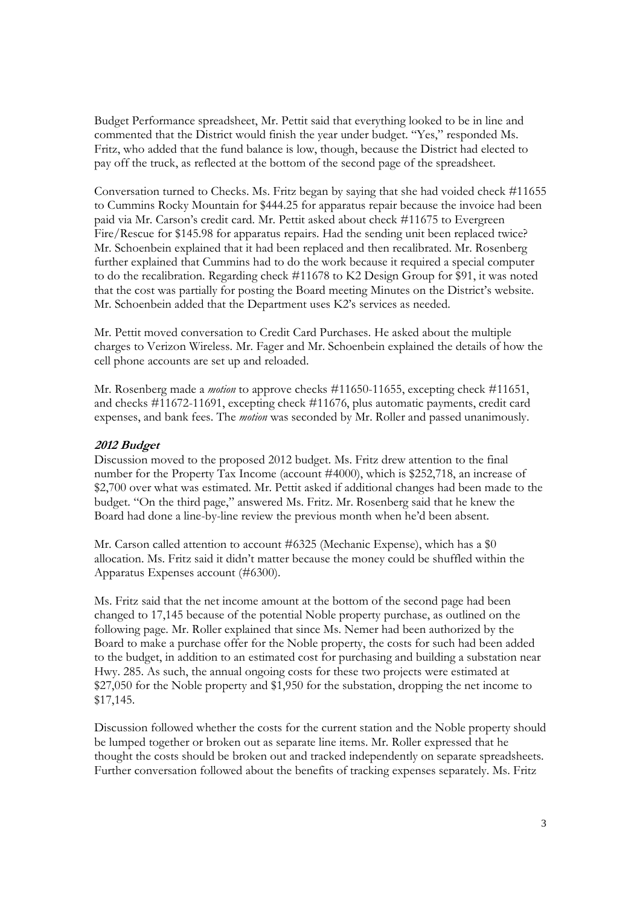Budget Performance spreadsheet, Mr. Pettit said that everything looked to be in line and commented that the District would finish the year under budget. "Yes," responded Ms. Fritz, who added that the fund balance is low, though, because the District had elected to pay off the truck, as reflected at the bottom of the second page of the spreadsheet.

Conversation turned to Checks. Ms. Fritz began by saying that she had voided check #11655 to Cummins Rocky Mountain for $444.25 for apparatus repair because the invoice had been paid via Mr. Carson's credit card. Mr. Pettit asked about check #11675 to Evergreen Fire/Rescue for $145.98 for apparatus repairs. Had the sending unit been replaced twice? Mr. Schoenbein explained that it had been replaced and then recalibrated. Mr. Rosenberg further explained that Cummins had to do the work because it required a special computer to do the recalibration. Regarding check #11678 to K2 Design Group for $91, it was noted that the cost was partially for posting the Board meeting Minutes on the District's website. Mr. Schoenbein added that the Department uses K2's services as needed.

Mr. Pettit moved conversation to Credit Card Purchases. He asked about the multiple charges to Verizon Wireless. Mr. Fager and Mr. Schoenbein explained the details of how the cell phone accounts are set up and reloaded.

Mr. Rosenberg made a *motion* to approve checks #11650-11655, excepting check #11651, and checks #11672-11691, excepting check #11676, plus automatic payments, credit card expenses, and bank fees. The *motion* was seconded by Mr. Roller and passed unanimously.

### ***2012 Budget***

Discussion moved to the proposed 2012 budget. Ms. Fritz drew attention to the final number for the Property Tax Income (account #4000), which is $252,718, an increase of $2,700 over what was estimated. Mr. Pettit asked if additional changes had been made to the budget. "On the third page," answered Ms. Fritz. Mr. Rosenberg said that he knew the Board had done a line-by-line review the previous month when he'd been absent.

Mr. Carson called attention to account #6325 (Mechanic Expense), which has a $0 allocation. Ms. Fritz said it didn't matter because the money could be shuffled within the Apparatus Expenses account (#6300).

Ms. Fritz said that the net income amount at the bottom of the second page had been changed to 17,145 because of the potential Noble property purchase, as outlined on the following page. Mr. Roller explained that since Ms. Nemer had been authorized by the Board to make a purchase offer for the Noble property, the costs for such had been added to the budget, in addition to an estimated cost for purchasing and building a substation near Hwy. 285. As such, the annual ongoing costs for these two projects were estimated at $27,050 for the Noble property and $1,950 for the substation, dropping the net income to $17,145.

Discussion followed whether the costs for the current station and the Noble property should be lumped together or broken out as separate line items. Mr. Roller expressed that he thought the costs should be broken out and tracked independently on separate spreadsheets. Further conversation followed about the benefits of tracking expenses separately. Ms. Fritz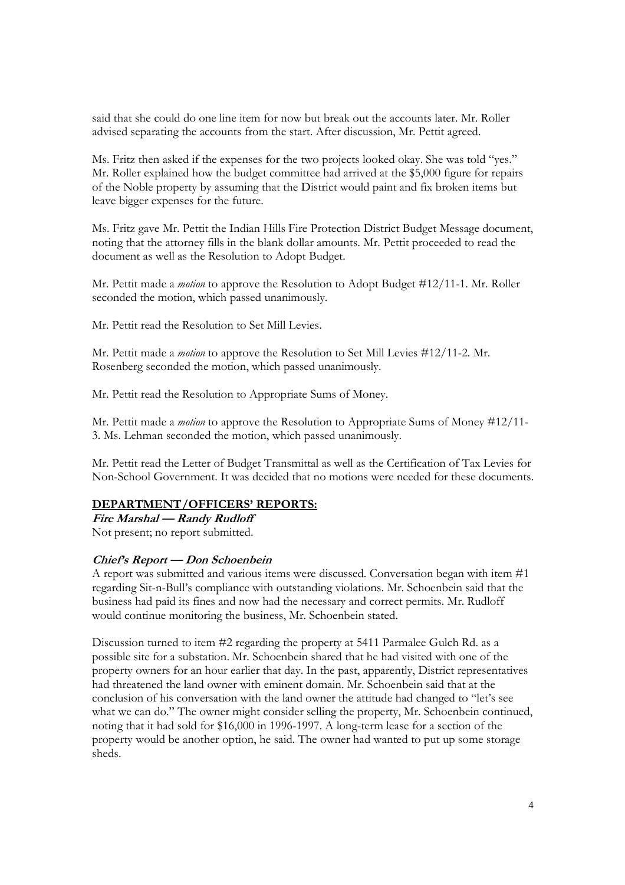said that she could do one line item for now but break out the accounts later. Mr. Roller advised separating the accounts from the start. After discussion, Mr. Pettit agreed.

Ms. Fritz then asked if the expenses for the two projects looked okay. She was told "yes." Mr. Roller explained how the budget committee had arrived at the $5,000 figure for repairs of the Noble property by assuming that the District would paint and fix broken items but leave bigger expenses for the future.

Ms. Fritz gave Mr. Pettit the Indian Hills Fire Protection District Budget Message document, noting that the attorney fills in the blank dollar amounts. Mr. Pettit proceeded to read the document as well as the Resolution to Adopt Budget.

Mr. Pettit made a *motion* to approve the Resolution to Adopt Budget #12/11-1. Mr. Roller seconded the motion, which passed unanimously.

Mr. Pettit read the Resolution to Set Mill Levies.

Mr. Pettit made a *motion* to approve the Resolution to Set Mill Levies #12/11-2. Mr. Rosenberg seconded the motion, which passed unanimously.

Mr. Pettit read the Resolution to Appropriate Sums of Money.

Mr. Pettit made a *motion* to approve the Resolution to Appropriate Sums of Money #12/11-3. Ms. Lehman seconded the motion, which passed unanimously.

Mr. Pettit read the Letter of Budget Transmittal as well as the Certification of Tax Levies for Non-School Government. It was decided that no motions were needed for these documents.

## DEPARTMENT/OFFICERS' REPORTS:

### *Fire Marshal — Randy Rudloff*

Not present; no report submitted.

### *Chief's Report — Don Schoenbein*

A report was submitted and various items were discussed. Conversation began with item #1 regarding Sit-n-Bull's compliance with outstanding violations. Mr. Schoenbein said that the business had paid its fines and now had the necessary and correct permits. Mr. Rudloff would continue monitoring the business, Mr. Schoenbein stated.

Discussion turned to item #2 regarding the property at 5411 Parmalee Gulch Rd. as a possible site for a substation. Mr. Schoenbein shared that he had visited with one of the property owners for an hour earlier that day. In the past, apparently, District representatives had threatened the land owner with eminent domain. Mr. Schoenbein said that at the conclusion of his conversation with the land owner the attitude had changed to "let's see what we can do." The owner might consider selling the property, Mr. Schoenbein continued, noting that it had sold for $16,000 in 1996-1997. A long-term lease for a section of the property would be another option, he said. The owner had wanted to put up some storage sheds.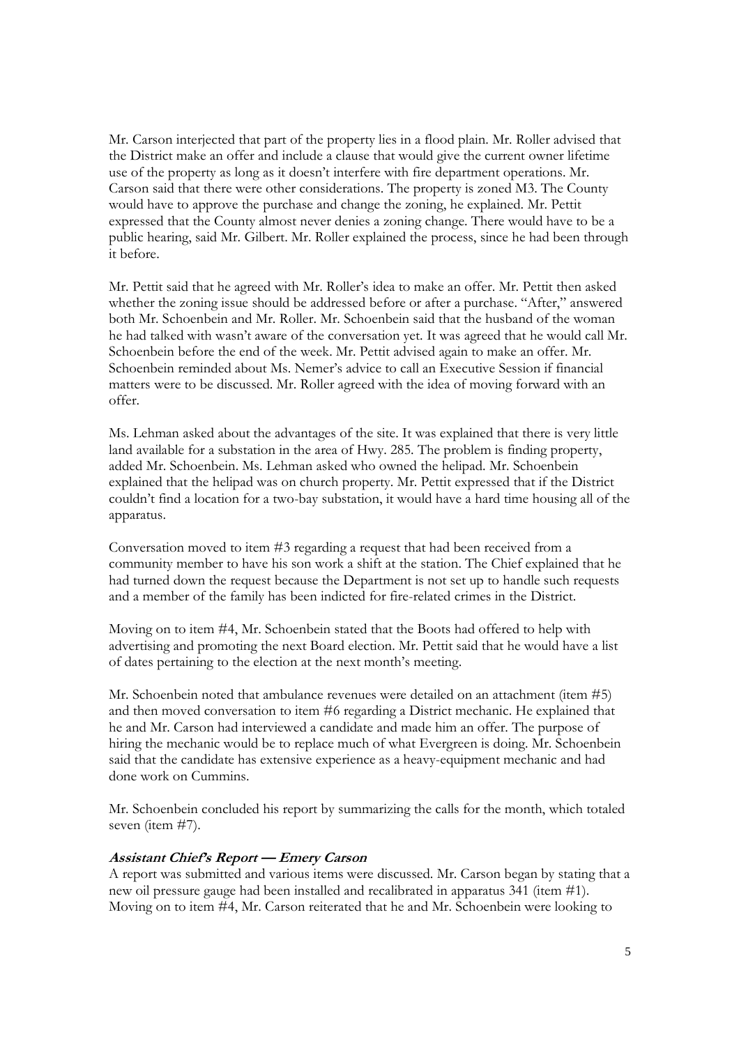Mr. Carson interjected that part of the property lies in a flood plain. Mr. Roller advised that the District make an offer and include a clause that would give the current owner lifetime use of the property as long as it doesn't interfere with fire department operations. Mr. Carson said that there were other considerations. The property is zoned M3. The County would have to approve the purchase and change the zoning, he explained. Mr. Pettit expressed that the County almost never denies a zoning change. There would have to be a public hearing, said Mr. Gilbert. Mr. Roller explained the process, since he had been through it before.

Mr. Pettit said that he agreed with Mr. Roller's idea to make an offer. Mr. Pettit then asked whether the zoning issue should be addressed before or after a purchase. "After," answered both Mr. Schoenbein and Mr. Roller. Mr. Schoenbein said that the husband of the woman he had talked with wasn't aware of the conversation yet. It was agreed that he would call Mr. Schoenbein before the end of the week. Mr. Pettit advised again to make an offer. Mr. Schoenbein reminded about Ms. Nemer's advice to call an Executive Session if financial matters were to be discussed. Mr. Roller agreed with the idea of moving forward with an offer.

Ms. Lehman asked about the advantages of the site. It was explained that there is very little land available for a substation in the area of Hwy. 285. The problem is finding property, added Mr. Schoenbein. Ms. Lehman asked who owned the helipad. Mr. Schoenbein explained that the helipad was on church property. Mr. Pettit expressed that if the District couldn't find a location for a two-bay substation, it would have a hard time housing all of the apparatus.

Conversation moved to item #3 regarding a request that had been received from a community member to have his son work a shift at the station. The Chief explained that he had turned down the request because the Department is not set up to handle such requests and a member of the family has been indicted for fire-related crimes in the District.

Moving on to item #4, Mr. Schoenbein stated that the Boots had offered to help with advertising and promoting the next Board election. Mr. Pettit said that he would have a list of dates pertaining to the election at the next month's meeting.

Mr. Schoenbein noted that ambulance revenues were detailed on an attachment (item #5) and then moved conversation to item #6 regarding a District mechanic. He explained that he and Mr. Carson had interviewed a candidate and made him an offer. The purpose of hiring the mechanic would be to replace much of what Evergreen is doing. Mr. Schoenbein said that the candidate has extensive experience as a heavy-equipment mechanic and had done work on Cummins.

Mr. Schoenbein concluded his report by summarizing the calls for the month, which totaled seven (item #7).

#### ***Assistant Chief's Report — Emery Carson***

A report was submitted and various items were discussed. Mr. Carson began by stating that a new oil pressure gauge had been installed and recalibrated in apparatus 341 (item #1). Moving on to item #4, Mr. Carson reiterated that he and Mr. Schoenbein were looking to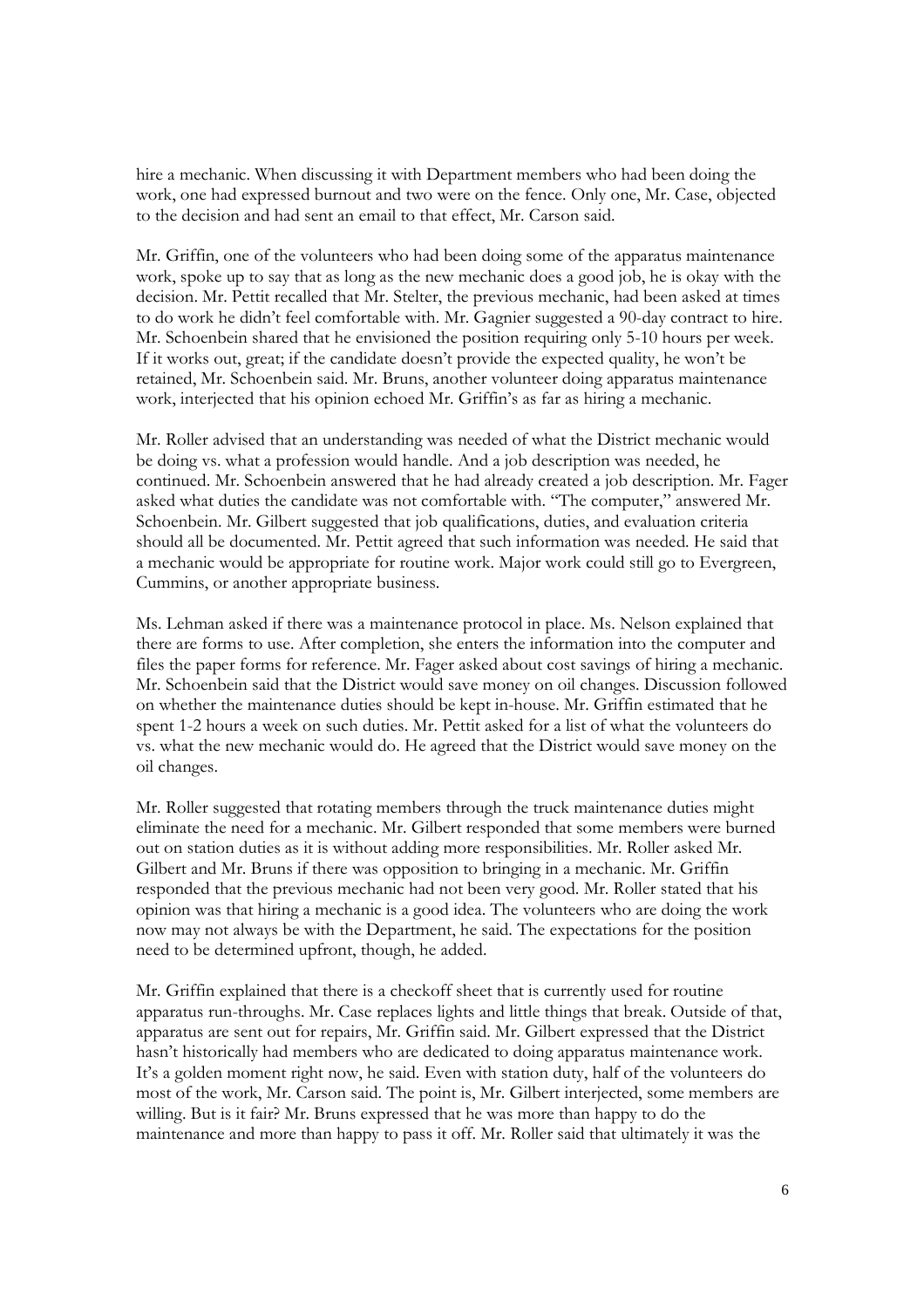hire a mechanic. When discussing it with Department members who had been doing the work, one had expressed burnout and two were on the fence. Only one, Mr. Case, objected to the decision and had sent an email to that effect, Mr. Carson said.

Mr. Griffin, one of the volunteers who had been doing some of the apparatus maintenance work, spoke up to say that as long as the new mechanic does a good job, he is okay with the decision. Mr. Pettit recalled that Mr. Stelter, the previous mechanic, had been asked at times to do work he didn't feel comfortable with. Mr. Gagnier suggested a 90-day contract to hire. Mr. Schoenbein shared that he envisioned the position requiring only 5-10 hours per week. If it works out, great; if the candidate doesn't provide the expected quality, he won't be retained, Mr. Schoenbein said. Mr. Bruns, another volunteer doing apparatus maintenance work, interjected that his opinion echoed Mr. Griffin's as far as hiring a mechanic.

Mr. Roller advised that an understanding was needed of what the District mechanic would be doing vs. what a profession would handle. And a job description was needed, he continued. Mr. Schoenbein answered that he had already created a job description. Mr. Fager asked what duties the candidate was not comfortable with. "The computer," answered Mr. Schoenbein. Mr. Gilbert suggested that job qualifications, duties, and evaluation criteria should all be documented. Mr. Pettit agreed that such information was needed. He said that a mechanic would be appropriate for routine work. Major work could still go to Evergreen, Cummins, or another appropriate business.

Ms. Lehman asked if there was a maintenance protocol in place. Ms. Nelson explained that there are forms to use. After completion, she enters the information into the computer and files the paper forms for reference. Mr. Fager asked about cost savings of hiring a mechanic. Mr. Schoenbein said that the District would save money on oil changes. Discussion followed on whether the maintenance duties should be kept in-house. Mr. Griffin estimated that he spent 1-2 hours a week on such duties. Mr. Pettit asked for a list of what the volunteers do vs. what the new mechanic would do. He agreed that the District would save money on the oil changes.

Mr. Roller suggested that rotating members through the truck maintenance duties might eliminate the need for a mechanic. Mr. Gilbert responded that some members were burned out on station duties as it is without adding more responsibilities. Mr. Roller asked Mr. Gilbert and Mr. Bruns if there was opposition to bringing in a mechanic. Mr. Griffin responded that the previous mechanic had not been very good. Mr. Roller stated that his opinion was that hiring a mechanic is a good idea. The volunteers who are doing the work now may not always be with the Department, he said. The expectations for the position need to be determined upfront, though, he added.

Mr. Griffin explained that there is a checkoff sheet that is currently used for routine apparatus run-throughs. Mr. Case replaces lights and little things that break. Outside of that, apparatus are sent out for repairs, Mr. Griffin said. Mr. Gilbert expressed that the District hasn't historically had members who are dedicated to doing apparatus maintenance work. It's a golden moment right now, he said. Even with station duty, half of the volunteers do most of the work, Mr. Carson said. The point is, Mr. Gilbert interjected, some members are willing. But is it fair? Mr. Bruns expressed that he was more than happy to do the maintenance and more than happy to pass it off. Mr. Roller said that ultimately it was the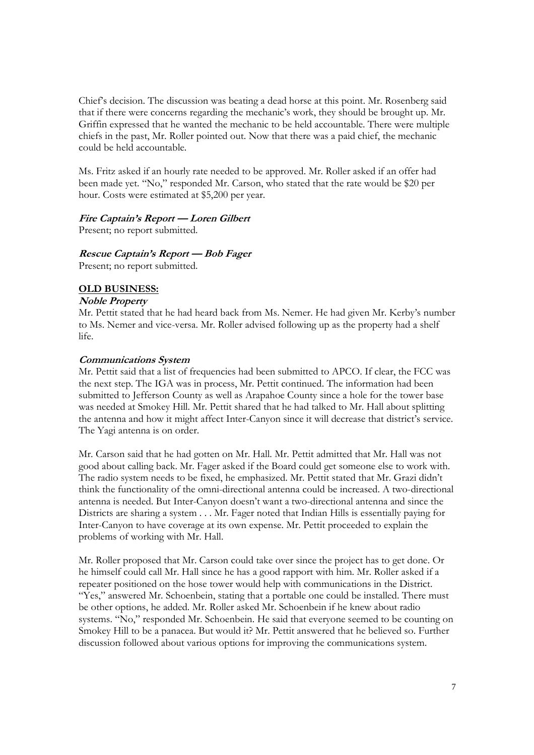Chief's decision. The discussion was beating a dead horse at this point. Mr. Rosenberg said that if there were concerns regarding the mechanic's work, they should be brought up. Mr. Griffin expressed that he wanted the mechanic to be held accountable. There were multiple chiefs in the past, Mr. Roller pointed out. Now that there was a paid chief, the mechanic could be held accountable.

Ms. Fritz asked if an hourly rate needed to be approved. Mr. Roller asked if an offer had been made yet. "No," responded Mr. Carson, who stated that the rate would be $20 per hour. Costs were estimated at $5,200 per year.

***Fire Captain's Report — Loren Gilbert***

Present; no report submitted.

***Rescue Captain's Report — Bob Fager***

Present; no report submitted.

## **OLD BUSINESS:**

***Noble Property***

Mr. Pettit stated that he had heard back from Ms. Nemer. He had given Mr. Kerby's number to Ms. Nemer and vice-versa. Mr. Roller advised following up as the property had a shelf life.

***Communications System***

Mr. Pettit said that a list of frequencies had been submitted to APCO. If clear, the FCC was the next step. The IGA was in process, Mr. Pettit continued. The information had been submitted to Jefferson County as well as Arapahoe County since a hole for the tower base was needed at Smokey Hill. Mr. Pettit shared that he had talked to Mr. Hall about splitting the antenna and how it might affect Inter-Canyon since it will decrease that district's service. The Yagi antenna is on order.

Mr. Carson said that he had gotten on Mr. Hall. Mr. Pettit admitted that Mr. Hall was not good about calling back. Mr. Fager asked if the Board could get someone else to work with. The radio system needs to be fixed, he emphasized. Mr. Pettit stated that Mr. Grazi didn't think the functionality of the omni-directional antenna could be increased. A two-directional antenna is needed. But Inter-Canyon doesn't want a two-directional antenna and since the Districts are sharing a system . . . Mr. Fager noted that Indian Hills is essentially paying for Inter-Canyon to have coverage at its own expense. Mr. Pettit proceeded to explain the problems of working with Mr. Hall.

Mr. Roller proposed that Mr. Carson could take over since the project has to get done. Or he himself could call Mr. Hall since he has a good rapport with him. Mr. Roller asked if a repeater positioned on the hose tower would help with communications in the District. "Yes," answered Mr. Schoenbein, stating that a portable one could be installed. There must be other options, he added. Mr. Roller asked Mr. Schoenbein if he knew about radio systems. "No," responded Mr. Schoenbein. He said that everyone seemed to be counting on Smokey Hill to be a panacea. But would it? Mr. Pettit answered that he believed so. Further discussion followed about various options for improving the communications system.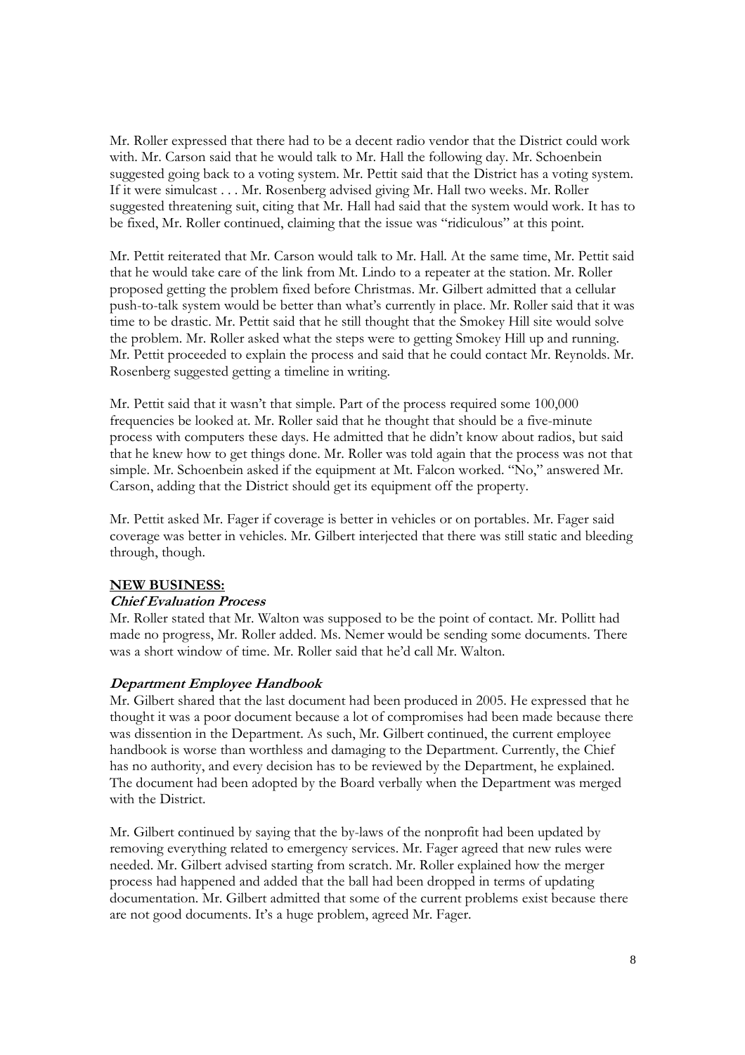Mr. Roller expressed that there had to be a decent radio vendor that the District could work with. Mr. Carson said that he would talk to Mr. Hall the following day. Mr. Schoenbein suggested going back to a voting system. Mr. Pettit said that the District has a voting system. If it were simulcast . . . Mr. Rosenberg advised giving Mr. Hall two weeks. Mr. Roller suggested threatening suit, citing that Mr. Hall had said that the system would work. It has to be fixed, Mr. Roller continued, claiming that the issue was "ridiculous" at this point.

Mr. Pettit reiterated that Mr. Carson would talk to Mr. Hall. At the same time, Mr. Pettit said that he would take care of the link from Mt. Lindo to a repeater at the station. Mr. Roller proposed getting the problem fixed before Christmas. Mr. Gilbert admitted that a cellular push-to-talk system would be better than what's currently in place. Mr. Roller said that it was time to be drastic. Mr. Pettit said that he still thought that the Smokey Hill site would solve the problem. Mr. Roller asked what the steps were to getting Smokey Hill up and running. Mr. Pettit proceeded to explain the process and said that he could contact Mr. Reynolds. Mr. Rosenberg suggested getting a timeline in writing.

Mr. Pettit said that it wasn't that simple. Part of the process required some 100,000 frequencies be looked at. Mr. Roller said that he thought that should be a five-minute process with computers these days. He admitted that he didn't know about radios, but said that he knew how to get things done. Mr. Roller was told again that the process was not that simple. Mr. Schoenbein asked if the equipment at Mt. Falcon worked. "No," answered Mr. Carson, adding that the District should get its equipment off the property.

Mr. Pettit asked Mr. Fager if coverage is better in vehicles or on portables. Mr. Fager said coverage was better in vehicles. Mr. Gilbert interjected that there was still static and bleeding through, though.

**NEW BUSINESS:**

***Chief Evaluation Process***

Mr. Roller stated that Mr. Walton was supposed to be the point of contact. Mr. Pollitt had made no progress, Mr. Roller added. Ms. Nemer would be sending some documents. There was a short window of time. Mr. Roller said that he'd call Mr. Walton.

***Department Employee Handbook***

Mr. Gilbert shared that the last document had been produced in 2005. He expressed that he thought it was a poor document because a lot of compromises had been made because there was dissention in the Department. As such, Mr. Gilbert continued, the current employee handbook is worse than worthless and damaging to the Department. Currently, the Chief has no authority, and every decision has to be reviewed by the Department, he explained. The document had been adopted by the Board verbally when the Department was merged with the District.

Mr. Gilbert continued by saying that the by-laws of the nonprofit had been updated by removing everything related to emergency services. Mr. Fager agreed that new rules were needed. Mr. Gilbert advised starting from scratch. Mr. Roller explained how the merger process had happened and added that the ball had been dropped in terms of updating documentation. Mr. Gilbert admitted that some of the current problems exist because there are not good documents. It's a huge problem, agreed Mr. Fager.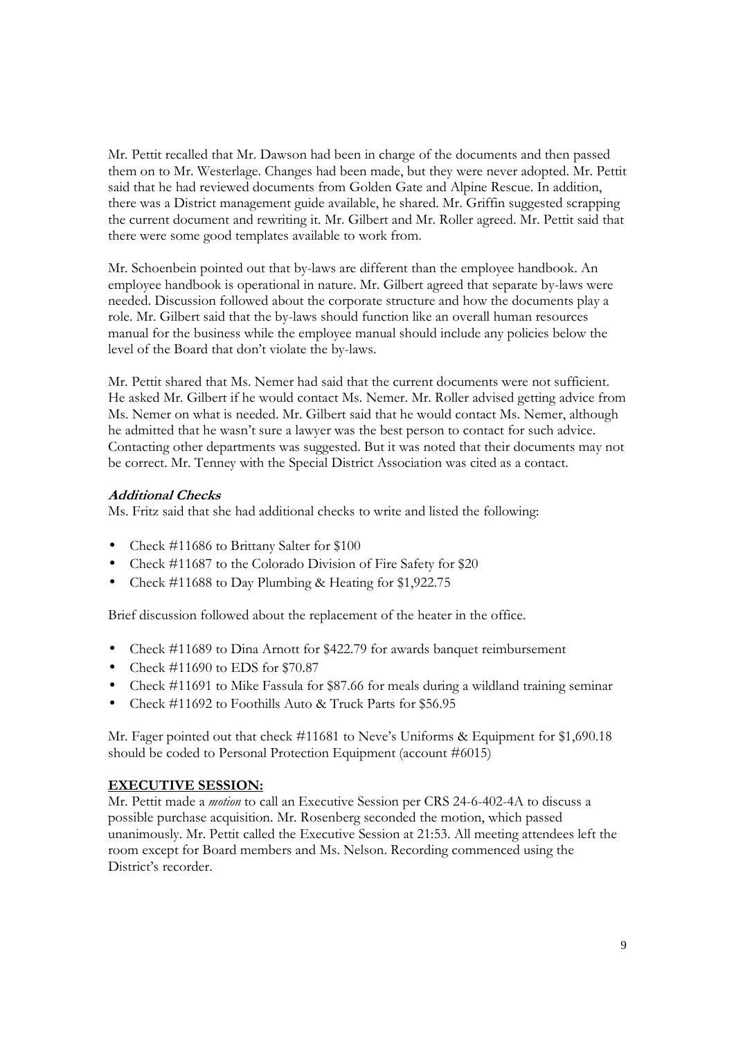Mr. Pettit recalled that Mr. Dawson had been in charge of the documents and then passed them on to Mr. Westerlage. Changes had been made, but they were never adopted. Mr. Pettit said that he had reviewed documents from Golden Gate and Alpine Rescue. In addition, there was a District management guide available, he shared. Mr. Griffin suggested scrapping the current document and rewriting it. Mr. Gilbert and Mr. Roller agreed. Mr. Pettit said that there were some good templates available to work from.

Mr. Schoenbein pointed out that by-laws are different than the employee handbook. An employee handbook is operational in nature. Mr. Gilbert agreed that separate by-laws were needed. Discussion followed about the corporate structure and how the documents play a role. Mr. Gilbert said that the by-laws should function like an overall human resources manual for the business while the employee manual should include any policies below the level of the Board that don't violate the by-laws.

Mr. Pettit shared that Ms. Nemer had said that the current documents were not sufficient. He asked Mr. Gilbert if he would contact Ms. Nemer. Mr. Roller advised getting advice from Ms. Nemer on what is needed. Mr. Gilbert said that he would contact Ms. Nemer, although he admitted that he wasn't sure a lawyer was the best person to contact for such advice. Contacting other departments was suggested. But it was noted that their documents may not be correct. Mr. Tenney with the Special District Association was cited as a contact.

### *Additional Checks*

Ms. Fritz said that she had additional checks to write and listed the following:

- Check #11686 to Brittany Salter for $100
- Check #11687 to the Colorado Division of Fire Safety for $20
- Check #11688 to Day Plumbing & Heating for $1,922.75

Brief discussion followed about the replacement of the heater in the office.

- Check #11689 to Dina Arnott for $422.79 for awards banquet reimbursement
- Check #11690 to EDS for $70.87
- Check #11691 to Mike Fassula for $87.66 for meals during a wildland training seminar
- Check #11692 to Foothills Auto & Truck Parts for $56.95

Mr. Fager pointed out that check #11681 to Neve's Uniforms & Equipment for $1,690.18 should be coded to Personal Protection Equipment (account #6015)

## EXECUTIVE SESSION:

Mr. Pettit made a *motion* to call an Executive Session per CRS 24-6-402-4A to discuss a possible purchase acquisition. Mr. Rosenberg seconded the motion, which passed unanimously. Mr. Pettit called the Executive Session at 21:53. All meeting attendees left the room except for Board members and Ms. Nelson. Recording commenced using the District's recorder.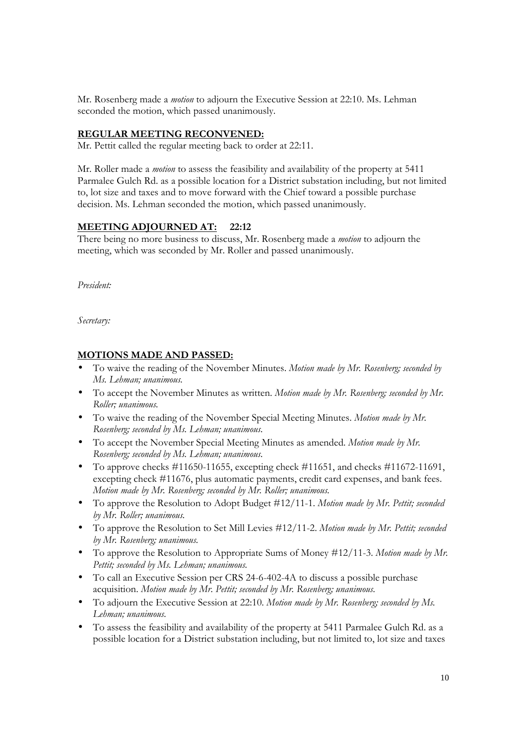Mr. Rosenberg made a *motion* to adjourn the Executive Session at 22:10. Ms. Lehman seconded the motion, which passed unanimously.

## REGULAR MEETING RECONVENED:

Mr. Pettit called the regular meeting back to order at 22:11.

Mr. Roller made a *motion* to assess the feasibility and availability of the property at 5411 Parmalee Gulch Rd. as a possible location for a District substation including, but not limited to, lot size and taxes and to move forward with the Chief toward a possible purchase decision. Ms. Lehman seconded the motion, which passed unanimously.

## MEETING ADJOURNED AT: 22:12

There being no more business to discuss, Mr. Rosenberg made a *motion* to adjourn the meeting, which was seconded by Mr. Roller and passed unanimously.

*President:*

*Secretary:*

## MOTIONS MADE AND PASSED:

- To waive the reading of the November Minutes. *Motion made by Mr. Rosenberg; seconded by Ms. Lehman; unanimous.*
- To accept the November Minutes as written. *Motion made by Mr. Rosenberg; seconded by Mr. Roller; unanimous.*
- To waive the reading of the November Special Meeting Minutes. *Motion made by Mr. Rosenberg; seconded by Ms. Lehman; unanimous.*
- To accept the November Special Meeting Minutes as amended. *Motion made by Mr. Rosenberg; seconded by Ms. Lehman; unanimous.*
- To approve checks #11650-11655, excepting check #11651, and checks #11672-11691, excepting check #11676, plus automatic payments, credit card expenses, and bank fees. *Motion made by Mr. Rosenberg; seconded by Mr. Roller; unanimous.*
- To approve the Resolution to Adopt Budget #12/11-1. *Motion made by Mr. Pettit; seconded by Mr. Roller; unanimous.*
- To approve the Resolution to Set Mill Levies #12/11-2. *Motion made by Mr. Pettit; seconded by Mr. Rosenberg; unanimous.*
- To approve the Resolution to Appropriate Sums of Money #12/11-3. *Motion made by Mr. Pettit; seconded by Ms. Lehman; unanimous.*
- To call an Executive Session per CRS 24-6-402-4A to discuss a possible purchase acquisition. *Motion made by Mr. Pettit; seconded by Mr. Rosenberg; unanimous.*
- To adjourn the Executive Session at 22:10. *Motion made by Mr. Rosenberg; seconded by Ms. Lehman; unanimous.*
- To assess the feasibility and availability of the property at 5411 Parmalee Gulch Rd. as a possible location for a District substation including, but not limited to, lot size and taxes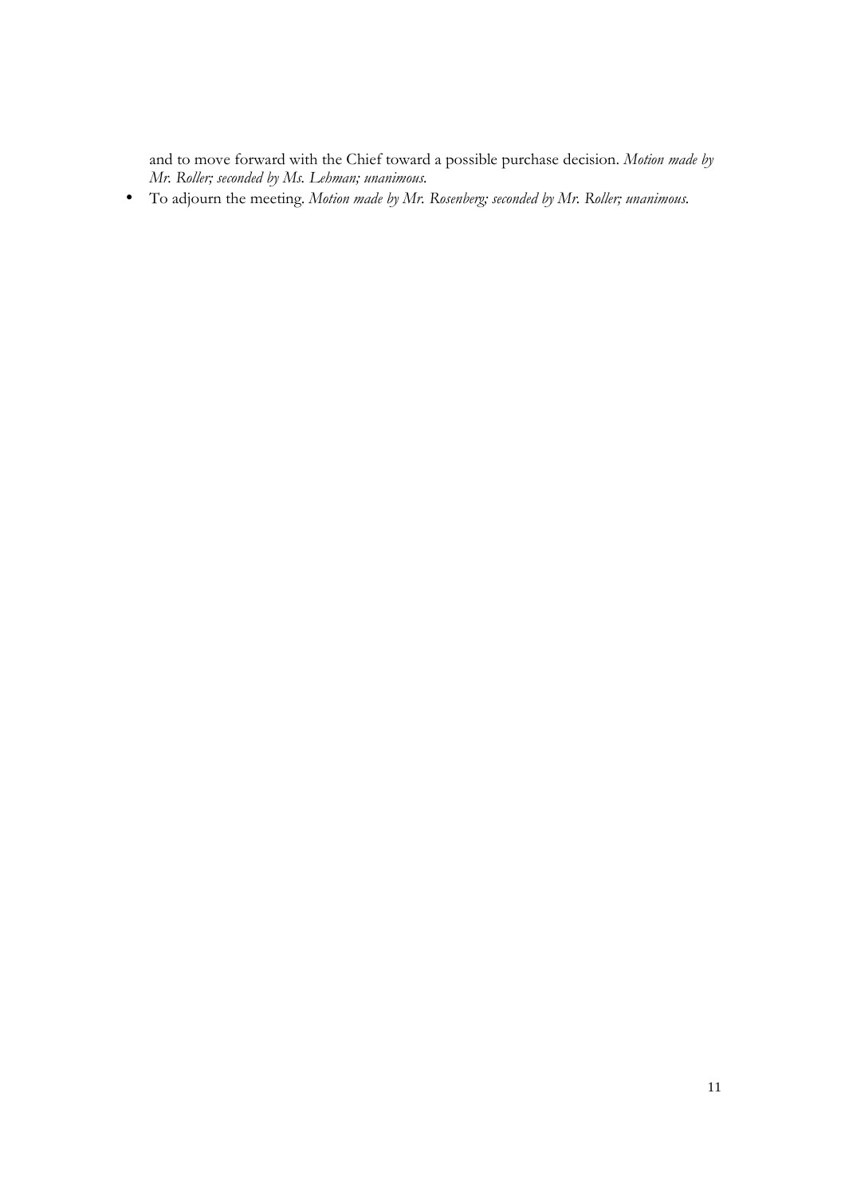and to move forward with the Chief toward a possible purchase decision. *Motion made by Mr. Roller; seconded by Ms. Lehman; unanimous.*

- To adjourn the meeting. *Motion made by Mr. Rosenberg; seconded by Mr. Roller; unanimous.*